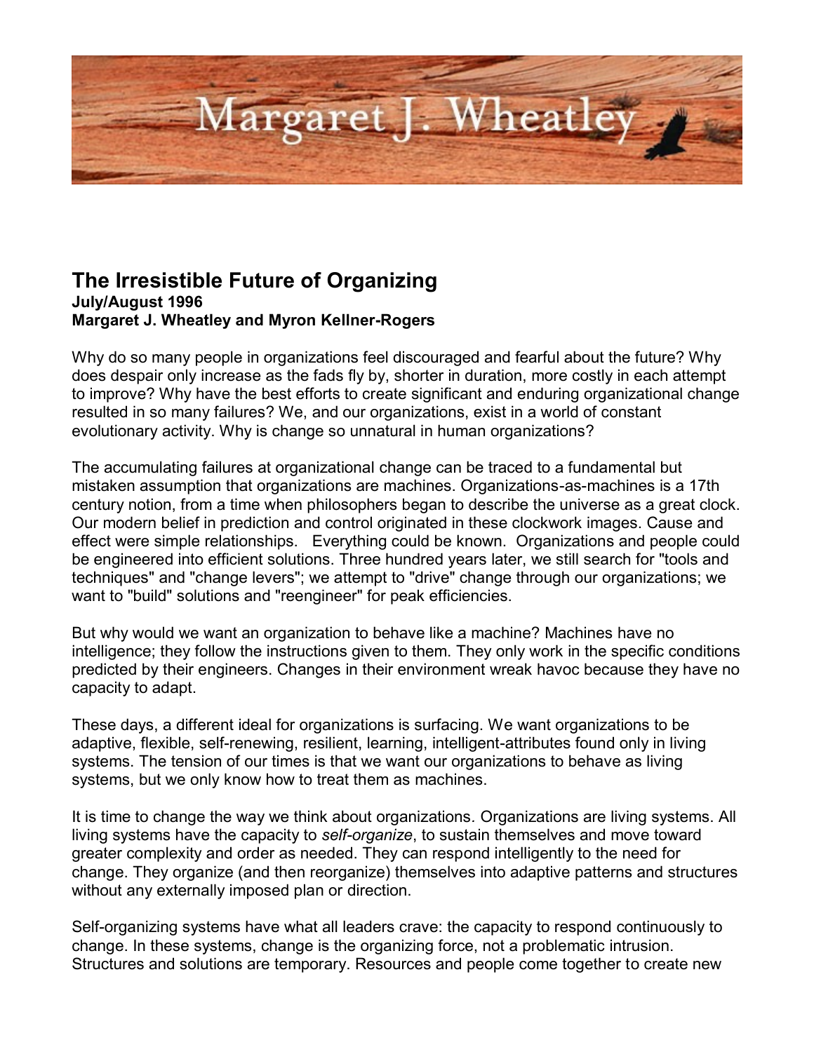# The Irresistible Future of Organizing

**July/August 1996**
**Margaret J. Wheatley and Myron Kellner-Rogers**

Why do so many people in organizations feel discouraged and fearful about the future? Why does despair only increase as the fads fly by, shorter in duration, more costly in each attempt to improve? Why have the best efforts to create significant and enduring organizational change resulted in so many failures? We, and our organizations, exist in a world of constant evolutionary activity. Why is change so unnatural in human organizations?

The accumulating failures at organizational change can be traced to a fundamental but mistaken assumption that organizations are machines. Organizations-as-machines is a 17th century notion, from a time when philosophers began to describe the universe as a great clock. Our modern belief in prediction and control originated in these clockwork images. Cause and effect were simple relationships. Everything could be known. Organizations and people could be engineered into efficient solutions. Three hundred years later, we still search for "tools and techniques" and "change levers"; we attempt to "drive" change through our organizations; we want to "build" solutions and "reengineer" for peak efficiencies.

But why would we want an organization to behave like a machine? Machines have no intelligence; they follow the instructions given to them. They only work in the specific conditions predicted by their engineers. Changes in their environment wreak havoc because they have no capacity to adapt.

These days, a different ideal for organizations is surfacing. We want organizations to be adaptive, flexible, self-renewing, resilient, learning, intelligent-attributes found only in living systems. The tension of our times is that we want our organizations to behave as living systems, but we only know how to treat them as machines.

It is time to change the way we think about organizations. Organizations are living systems. All living systems have the capacity to *self-organize*, to sustain themselves and move toward greater complexity and order as needed. They can respond intelligently to the need for change. They organize (and then reorganize) themselves into adaptive patterns and structures without any externally imposed plan or direction.

Self-organizing systems have what all leaders crave: the capacity to respond continuously to change. In these systems, change is the organizing force, not a problematic intrusion. Structures and solutions are temporary. Resources and people come together to create new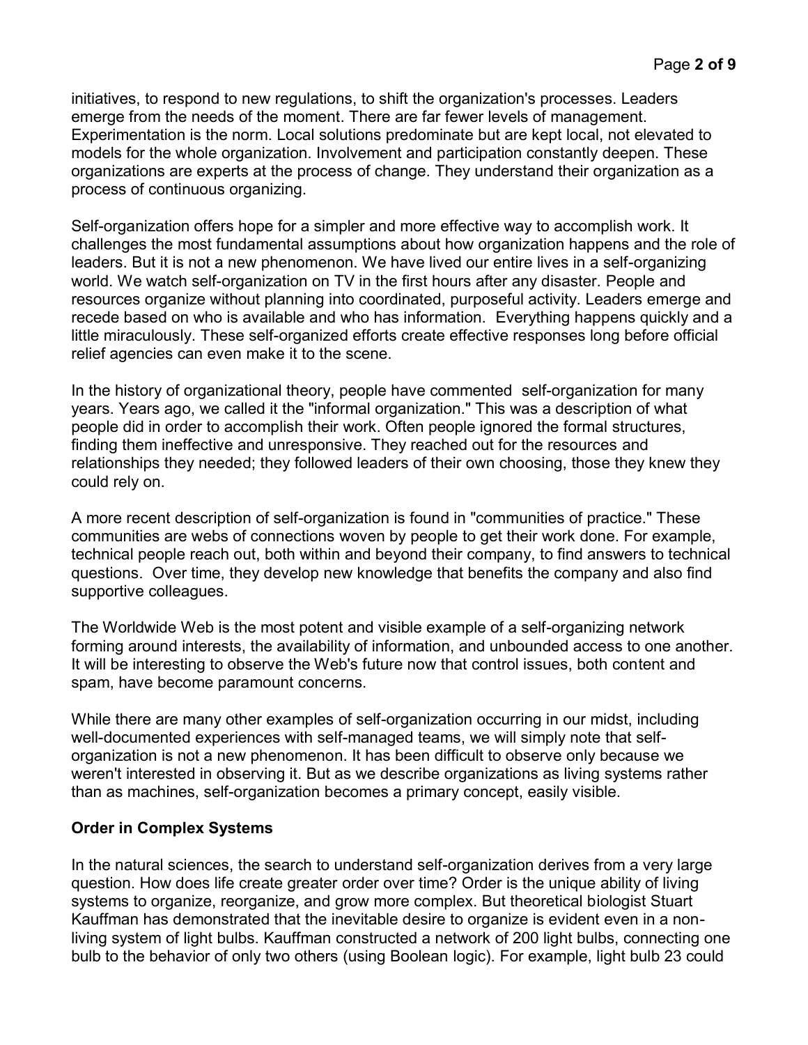initiatives, to respond to new regulations, to shift the organization's processes. Leaders emerge from the needs of the moment. There are far fewer levels of management. Experimentation is the norm. Local solutions predominate but are kept local, not elevated to models for the whole organization. Involvement and participation constantly deepen. These organizations are experts at the process of change. They understand their organization as a process of continuous organizing.

Self-organization offers hope for a simpler and more effective way to accomplish work. It challenges the most fundamental assumptions about how organization happens and the role of leaders. But it is not a new phenomenon. We have lived our entire lives in a self-organizing world. We watch self-organization on TV in the first hours after any disaster. People and resources organize without planning into coordinated, purposeful activity. Leaders emerge and recede based on who is available and who has information. Everything happens quickly and a little miraculously. These self-organized efforts create effective responses long before official relief agencies can even make it to the scene.

In the history of organizational theory, people have commented self-organization for many years. Years ago, we called it the "informal organization." This was a description of what people did in order to accomplish their work. Often people ignored the formal structures, finding them ineffective and unresponsive. They reached out for the resources and relationships they needed; they followed leaders of their own choosing, those they knew they could rely on.

A more recent description of self-organization is found in "communities of practice." These communities are webs of connections woven by people to get their work done. For example, technical people reach out, both within and beyond their company, to find answers to technical questions. Over time, they develop new knowledge that benefits the company and also find supportive colleagues.

The Worldwide Web is the most potent and visible example of a self-organizing network forming around interests, the availability of information, and unbounded access to one another. It will be interesting to observe the Web's future now that control issues, both content and spam, have become paramount concerns.

While there are many other examples of self-organization occurring in our midst, including well-documented experiences with self-managed teams, we will simply note that self-organization is not a new phenomenon. It has been difficult to observe only because we weren't interested in observing it. But as we describe organizations as living systems rather than as machines, self-organization becomes a primary concept, easily visible.

**Order in Complex Systems**

In the natural sciences, the search to understand self-organization derives from a very large question. How does life create greater order over time? Order is the unique ability of living systems to organize, reorganize, and grow more complex. But theoretical biologist Stuart Kauffman has demonstrated that the inevitable desire to organize is evident even in a non-living system of light bulbs. Kauffman constructed a network of 200 light bulbs, connecting one bulb to the behavior of only two others (using Boolean logic). For example, light bulb 23 could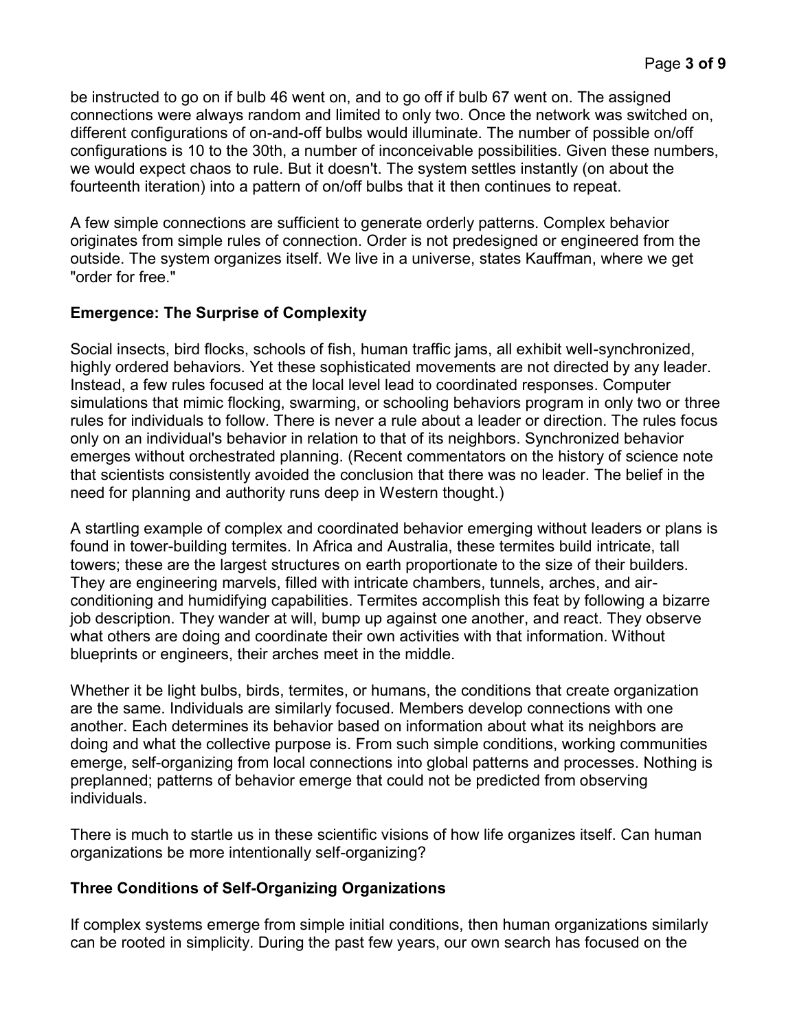be instructed to go on if bulb 46 went on, and to go off if bulb 67 went on. The assigned connections were always random and limited to only two. Once the network was switched on, different configurations of on-and-off bulbs would illuminate. The number of possible on/off configurations is 10 to the 30th, a number of inconceivable possibilities. Given these numbers, we would expect chaos to rule. But it doesn't. The system settles instantly (on about the fourteenth iteration) into a pattern of on/off bulbs that it then continues to repeat.

A few simple connections are sufficient to generate orderly patterns. Complex behavior originates from simple rules of connection. Order is not predesigned or engineered from the outside. The system organizes itself. We live in a universe, states Kauffman, where we get "order for free."

**Emergence: The Surprise of Complexity**

Social insects, bird flocks, schools of fish, human traffic jams, all exhibit well-synchronized, highly ordered behaviors. Yet these sophisticated movements are not directed by any leader. Instead, a few rules focused at the local level lead to coordinated responses. Computer simulations that mimic flocking, swarming, or schooling behaviors program in only two or three rules for individuals to follow. There is never a rule about a leader or direction. The rules focus only on an individual's behavior in relation to that of its neighbors. Synchronized behavior emerges without orchestrated planning. (Recent commentators on the history of science note that scientists consistently avoided the conclusion that there was no leader. The belief in the need for planning and authority runs deep in Western thought.)

A startling example of complex and coordinated behavior emerging without leaders or plans is found in tower-building termites. In Africa and Australia, these termites build intricate, tall towers; these are the largest structures on earth proportionate to the size of their builders. They are engineering marvels, filled with intricate chambers, tunnels, arches, and air-conditioning and humidifying capabilities. Termites accomplish this feat by following a bizarre job description. They wander at will, bump up against one another, and react. They observe what others are doing and coordinate their own activities with that information. Without blueprints or engineers, their arches meet in the middle.

Whether it be light bulbs, birds, termites, or humans, the conditions that create organization are the same. Individuals are similarly focused. Members develop connections with one another. Each determines its behavior based on information about what its neighbors are doing and what the collective purpose is. From such simple conditions, working communities emerge, self-organizing from local connections into global patterns and processes. Nothing is preplanned; patterns of behavior emerge that could not be predicted from observing individuals.

There is much to startle us in these scientific visions of how life organizes itself. Can human organizations be more intentionally self-organizing?

**Three Conditions of Self-Organizing Organizations**

If complex systems emerge from simple initial conditions, then human organizations similarly can be rooted in simplicity. During the past few years, our own search has focused on the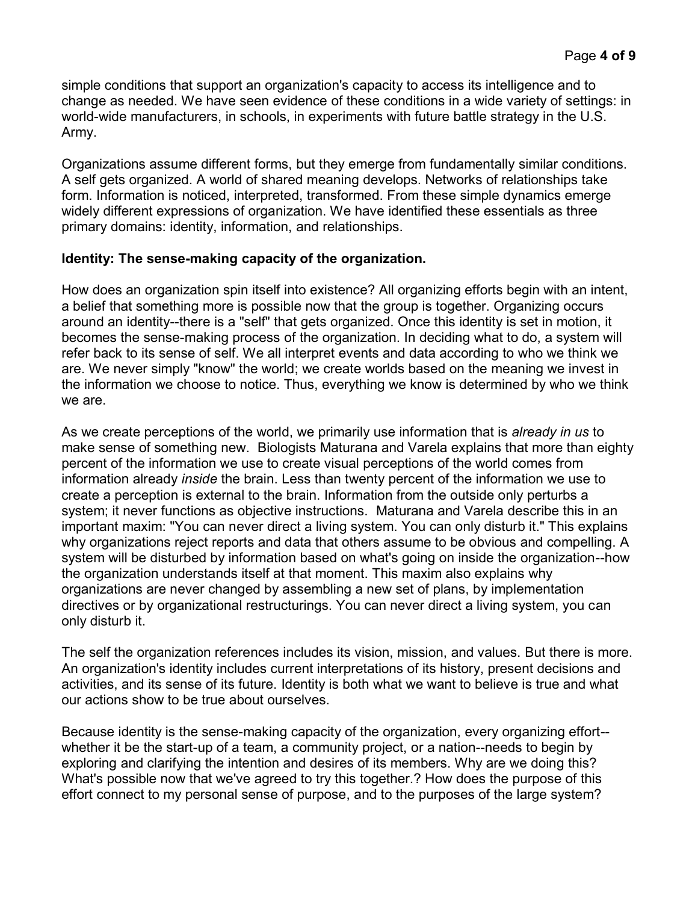simple conditions that support an organization's capacity to access its intelligence and to change as needed. We have seen evidence of these conditions in a wide variety of settings: in world-wide manufacturers, in schools, in experiments with future battle strategy in the U.S. Army.

Organizations assume different forms, but they emerge from fundamentally similar conditions. A self gets organized. A world of shared meaning develops. Networks of relationships take form. Information is noticed, interpreted, transformed. From these simple dynamics emerge widely different expressions of organization. We have identified these essentials as three primary domains: identity, information, and relationships.

**Identity: The sense-making capacity of the organization.**

How does an organization spin itself into existence? All organizing efforts begin with an intent, a belief that something more is possible now that the group is together. Organizing occurs around an identity--there is a "self" that gets organized. Once this identity is set in motion, it becomes the sense-making process of the organization. In deciding what to do, a system will refer back to its sense of self. We all interpret events and data according to who we think we are. We never simply "know" the world; we create worlds based on the meaning we invest in the information we choose to notice. Thus, everything we know is determined by who we think we are.

As we create perceptions of the world, we primarily use information that is *already in us* to make sense of something new. Biologists Maturana and Varela explains that more than eighty percent of the information we use to create visual perceptions of the world comes from information already *inside* the brain. Less than twenty percent of the information we use to create a perception is external to the brain. Information from the outside only perturbs a system; it never functions as objective instructions. Maturana and Varela describe this in an important maxim: "You can never direct a living system. You can only disturb it." This explains why organizations reject reports and data that others assume to be obvious and compelling. A system will be disturbed by information based on what's going on inside the organization--how the organization understands itself at that moment. This maxim also explains why organizations are never changed by assembling a new set of plans, by implementation directives or by organizational restructurings. You can never direct a living system, you can only disturb it.

The self the organization references includes its vision, mission, and values. But there is more. An organization's identity includes current interpretations of its history, present decisions and activities, and its sense of its future. Identity is both what we want to believe is true and what our actions show to be true about ourselves.

Because identity is the sense-making capacity of the organization, every organizing effort--whether it be the start-up of a team, a community project, or a nation--needs to begin by exploring and clarifying the intention and desires of its members. Why are we doing this? What's possible now that we've agreed to try this together.? How does the purpose of this effort connect to my personal sense of purpose, and to the purposes of the large system?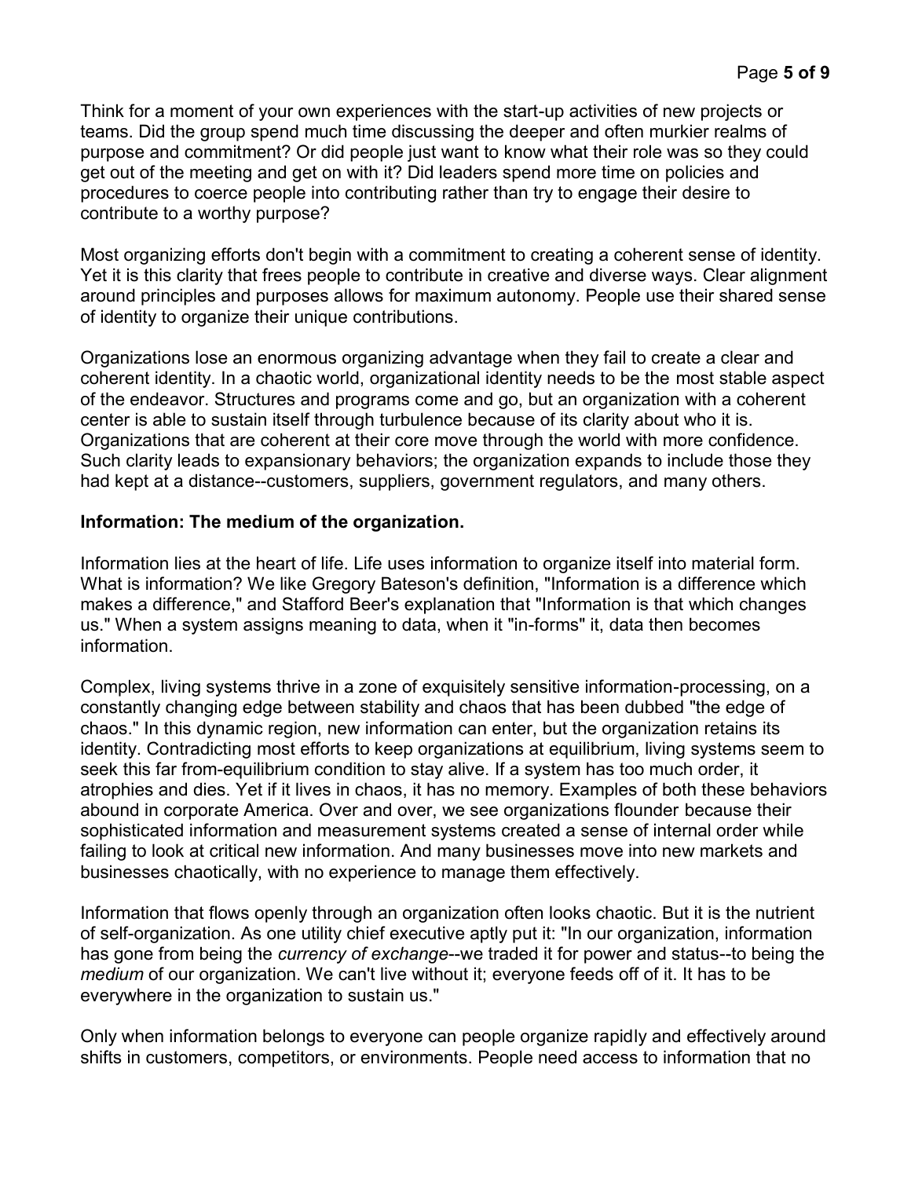Think for a moment of your own experiences with the start-up activities of new projects or teams. Did the group spend much time discussing the deeper and often murkier realms of purpose and commitment? Or did people just want to know what their role was so they could get out of the meeting and get on with it? Did leaders spend more time on policies and procedures to coerce people into contributing rather than try to engage their desire to contribute to a worthy purpose?

Most organizing efforts don't begin with a commitment to creating a coherent sense of identity. Yet it is this clarity that frees people to contribute in creative and diverse ways. Clear alignment around principles and purposes allows for maximum autonomy. People use their shared sense of identity to organize their unique contributions.

Organizations lose an enormous organizing advantage when they fail to create a clear and coherent identity. In a chaotic world, organizational identity needs to be the most stable aspect of the endeavor. Structures and programs come and go, but an organization with a coherent center is able to sustain itself through turbulence because of its clarity about who it is. Organizations that are coherent at their core move through the world with more confidence. Such clarity leads to expansionary behaviors; the organization expands to include those they had kept at a distance--customers, suppliers, government regulators, and many others.

**Information: The medium of the organization.**

Information lies at the heart of life. Life uses information to organize itself into material form. What is information? We like Gregory Bateson's definition, "Information is a difference which makes a difference," and Stafford Beer's explanation that "Information is that which changes us." When a system assigns meaning to data, when it "in-forms" it, data then becomes information.

Complex, living systems thrive in a zone of exquisitely sensitive information-processing, on a constantly changing edge between stability and chaos that has been dubbed "the edge of chaos." In this dynamic region, new information can enter, but the organization retains its identity. Contradicting most efforts to keep organizations at equilibrium, living systems seem to seek this far from-equilibrium condition to stay alive. If a system has too much order, it atrophies and dies. Yet if it lives in chaos, it has no memory. Examples of both these behaviors abound in corporate America. Over and over, we see organizations flounder because their sophisticated information and measurement systems created a sense of internal order while failing to look at critical new information. And many businesses move into new markets and businesses chaotically, with no experience to manage them effectively.

Information that flows openly through an organization often looks chaotic. But it is the nutrient of self-organization. As one utility chief executive aptly put it: "In our organization, information has gone from being the *currency of exchange*--we traded it for power and status--to being the *medium* of our organization. We can't live without it; everyone feeds off of it. It has to be everywhere in the organization to sustain us."

Only when information belongs to everyone can people organize rapidly and effectively around shifts in customers, competitors, or environments. People need access to information that no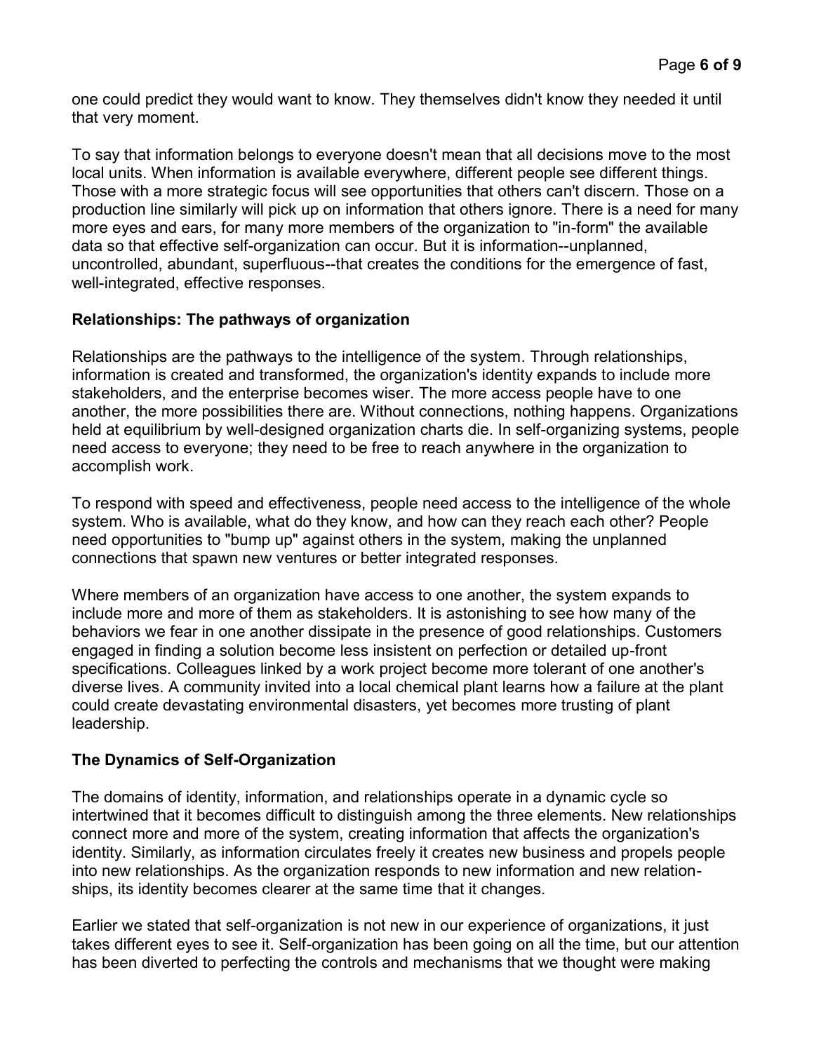one could predict they would want to know. They themselves didn't know they needed it until that very moment.

To say that information belongs to everyone doesn't mean that all decisions move to the most local units. When information is available everywhere, different people see different things. Those with a more strategic focus will see opportunities that others can't discern. Those on a production line similarly will pick up on information that others ignore. There is a need for many more eyes and ears, for many more members of the organization to "in-form" the available data so that effective self-organization can occur. But it is information--unplanned, uncontrolled, abundant, superfluous--that creates the conditions for the emergence of fast, well-integrated, effective responses.

**Relationships: The pathways of organization**

Relationships are the pathways to the intelligence of the system. Through relationships, information is created and transformed, the organization's identity expands to include more stakeholders, and the enterprise becomes wiser. The more access people have to one another, the more possibilities there are. Without connections, nothing happens. Organizations held at equilibrium by well-designed organization charts die. In self-organizing systems, people need access to everyone; they need to be free to reach anywhere in the organization to accomplish work.

To respond with speed and effectiveness, people need access to the intelligence of the whole system. Who is available, what do they know, and how can they reach each other? People need opportunities to "bump up" against others in the system, making the unplanned connections that spawn new ventures or better integrated responses.

Where members of an organization have access to one another, the system expands to include more and more of them as stakeholders. It is astonishing to see how many of the behaviors we fear in one another dissipate in the presence of good relationships. Customers engaged in finding a solution become less insistent on perfection or detailed up-front specifications. Colleagues linked by a work project become more tolerant of one another's diverse lives. A community invited into a local chemical plant learns how a failure at the plant could create devastating environmental disasters, yet becomes more trusting of plant leadership.

**The Dynamics of Self-Organization**

The domains of identity, information, and relationships operate in a dynamic cycle so intertwined that it becomes difficult to distinguish among the three elements. New relationships connect more and more of the system, creating information that affects the organization's identity. Similarly, as information circulates freely it creates new business and propels people into new relationships. As the organization responds to new information and new relationships, its identity becomes clearer at the same time that it changes.

Earlier we stated that self-organization is not new in our experience of organizations, it just takes different eyes to see it. Self-organization has been going on all the time, but our attention has been diverted to perfecting the controls and mechanisms that we thought were making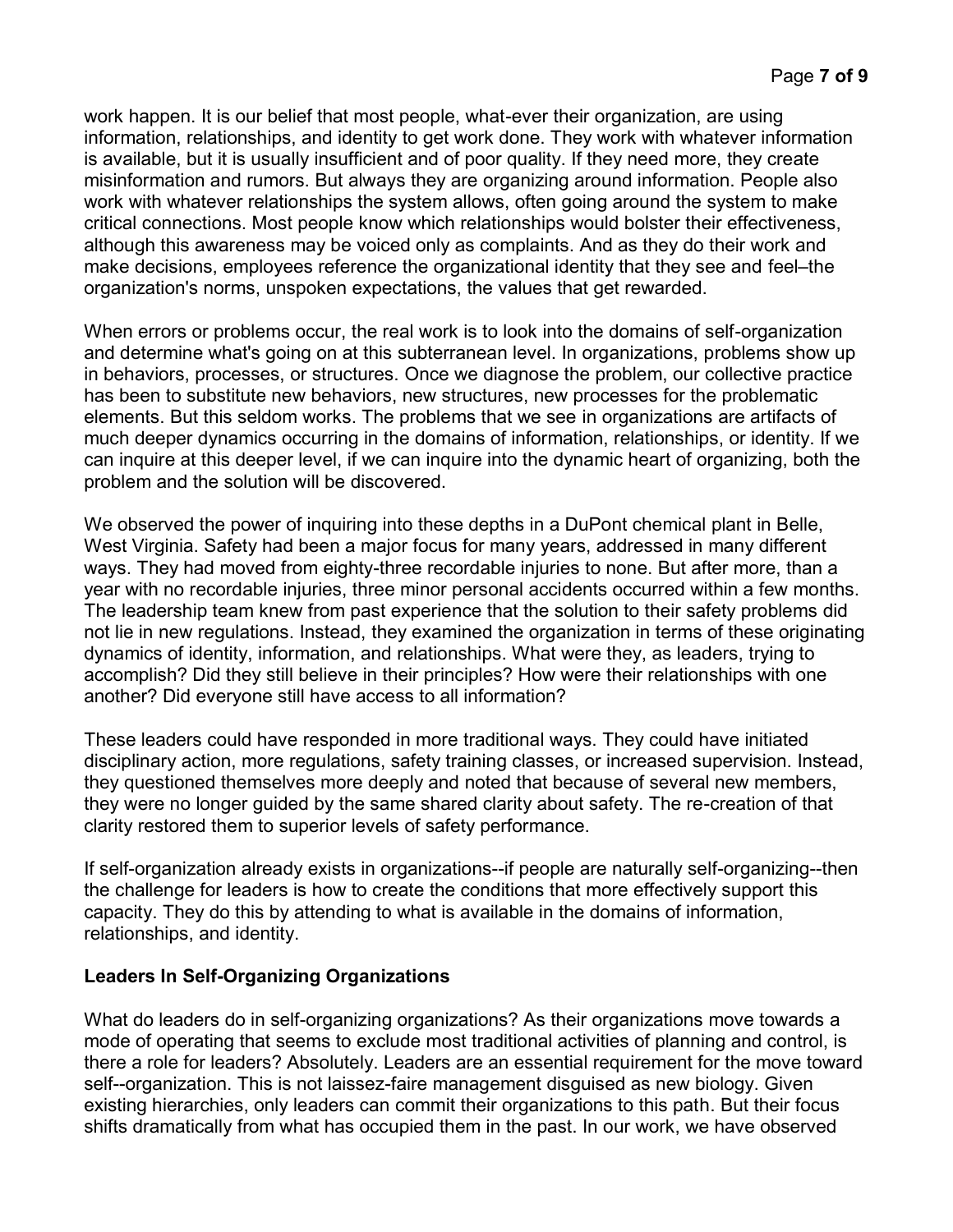work happen. It is our belief that most people, what-ever their organization, are using information, relationships, and identity to get work done. They work with whatever information is available, but it is usually insufficient and of poor quality. If they need more, they create misinformation and rumors. But always they are organizing around information. People also work with whatever relationships the system allows, often going around the system to make critical connections. Most people know which relationships would bolster their effectiveness, although this awareness may be voiced only as complaints. And as they do their work and make decisions, employees reference the organizational identity that they see and feel–the organization's norms, unspoken expectations, the values that get rewarded.

When errors or problems occur, the real work is to look into the domains of self-organization and determine what's going on at this subterranean level. In organizations, problems show up in behaviors, processes, or structures. Once we diagnose the problem, our collective practice has been to substitute new behaviors, new structures, new processes for the problematic elements. But this seldom works. The problems that we see in organizations are artifacts of much deeper dynamics occurring in the domains of information, relationships, or identity. If we can inquire at this deeper level, if we can inquire into the dynamic heart of organizing, both the problem and the solution will be discovered.

We observed the power of inquiring into these depths in a DuPont chemical plant in Belle, West Virginia. Safety had been a major focus for many years, addressed in many different ways. They had moved from eighty-three recordable injuries to none. But after more, than a year with no recordable injuries, three minor personal accidents occurred within a few months. The leadership team knew from past experience that the solution to their safety problems did not lie in new regulations. Instead, they examined the organization in terms of these originating dynamics of identity, information, and relationships. What were they, as leaders, trying to accomplish? Did they still believe in their principles? How were their relationships with one another? Did everyone still have access to all information?

These leaders could have responded in more traditional ways. They could have initiated disciplinary action, more regulations, safety training classes, or increased supervision. Instead, they questioned themselves more deeply and noted that because of several new members, they were no longer guided by the same shared clarity about safety. The re-creation of that clarity restored them to superior levels of safety performance.

If self-organization already exists in organizations--if people are naturally self-organizing--then the challenge for leaders is how to create the conditions that more effectively support this capacity. They do this by attending to what is available in the domains of information, relationships, and identity.

## Leaders In Self-Organizing Organizations

What do leaders do in self-organizing organizations? As their organizations move towards a mode of operating that seems to exclude most traditional activities of planning and control, is there a role for leaders? Absolutely. Leaders are an essential requirement for the move toward self--organization. This is not laissez-faire management disguised as new biology. Given existing hierarchies, only leaders can commit their organizations to this path. But their focus shifts dramatically from what has occupied them in the past. In our work, we have observed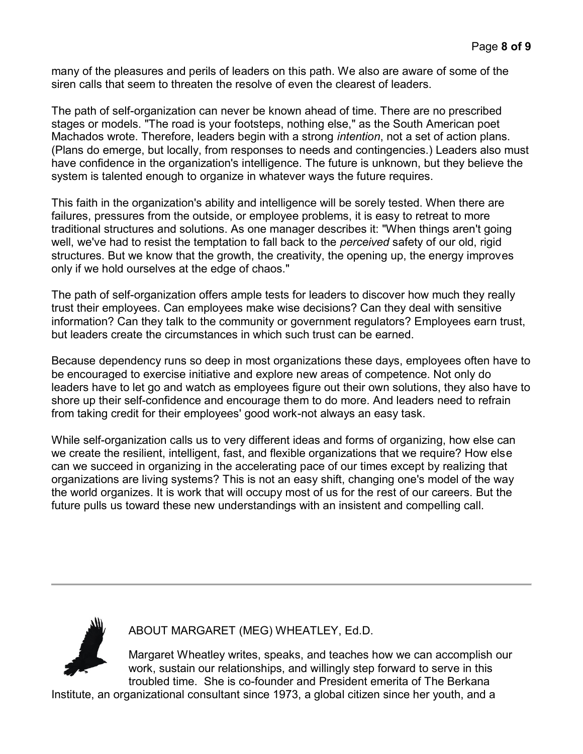many of the pleasures and perils of leaders on this path. We also are aware of some of the siren calls that seem to threaten the resolve of even the clearest of leaders.

The path of self-organization can never be known ahead of time. There are no prescribed stages or models. "The road is your footsteps, nothing else," as the South American poet Machados wrote. Therefore, leaders begin with a strong *intention*, not a set of action plans. (Plans do emerge, but locally, from responses to needs and contingencies.) Leaders also must have confidence in the organization's intelligence. The future is unknown, but they believe the system is talented enough to organize in whatever ways the future requires.

This faith in the organization's ability and intelligence will be sorely tested. When there are failures, pressures from the outside, or employee problems, it is easy to retreat to more traditional structures and solutions. As one manager describes it: "When things aren't going well, we've had to resist the temptation to fall back to the *perceived* safety of our old, rigid structures. But we know that the growth, the creativity, the opening up, the energy improves only if we hold ourselves at the edge of chaos."

The path of self-organization offers ample tests for leaders to discover how much they really trust their employees. Can employees make wise decisions? Can they deal with sensitive information? Can they talk to the community or government regulators? Employees earn trust, but leaders create the circumstances in which such trust can be earned.

Because dependency runs so deep in most organizations these days, employees often have to be encouraged to exercise initiative and explore new areas of competence. Not only do leaders have to let go and watch as employees figure out their own solutions, they also have to shore up their self-confidence and encourage them to do more. And leaders need to refrain from taking credit for their employees' good work-not always an easy task.

While self-organization calls us to very different ideas and forms of organizing, how else can we create the resilient, intelligent, fast, and flexible organizations that we require? How else can we succeed in organizing in the accelerating pace of our times except by realizing that organizations are living systems? This is not an easy shift, changing one's model of the way the world organizes. It is work that will occupy most of us for the rest of our careers. But the future pulls us toward these new understandings with an insistent and compelling call.

---

ABOUT MARGARET (MEG) WHEATLEY, Ed.D.

Margaret Wheatley writes, speaks, and teaches how we can accomplish our work, sustain our relationships, and willingly step forward to serve in this troubled time. She is co-founder and President emerita of The Berkana Institute, an organizational consultant since 1973, a global citizen since her youth, and a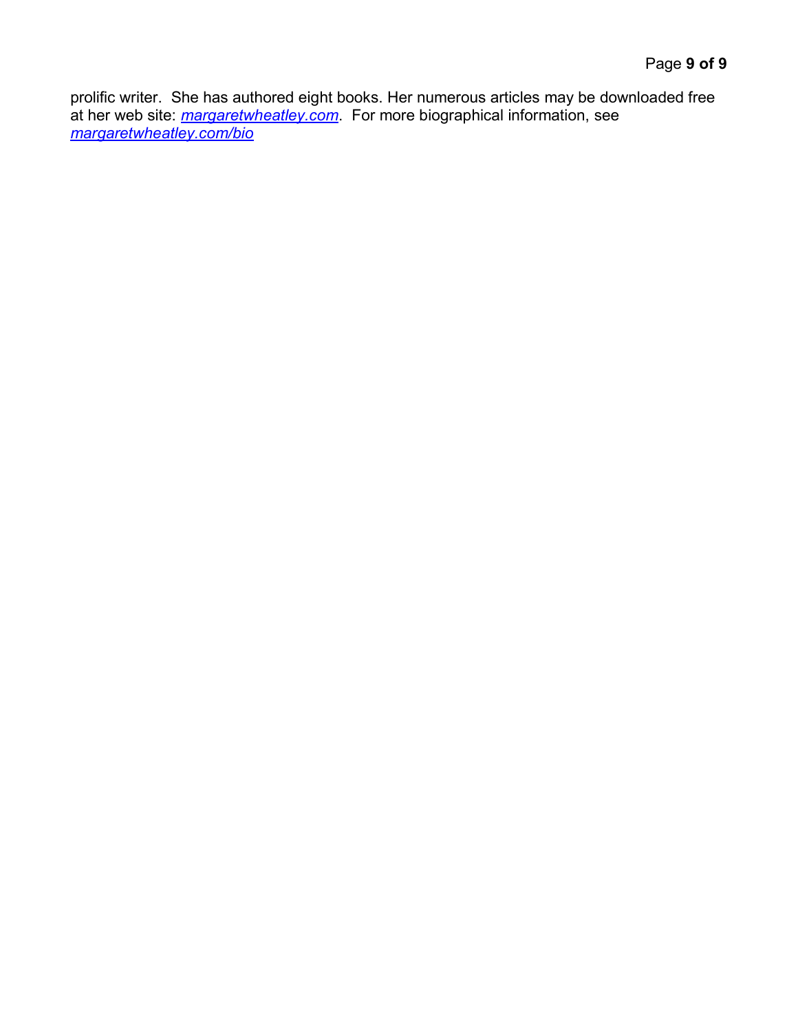prolific writer. She has authored eight books. Her numerous articles may be downloaded free at her web site: [*margaretwheatley.com*](margaretwheatley.com). For more biographical information, see [*margaretwheatley.com/bio*](margaretwheatley.com/bio)